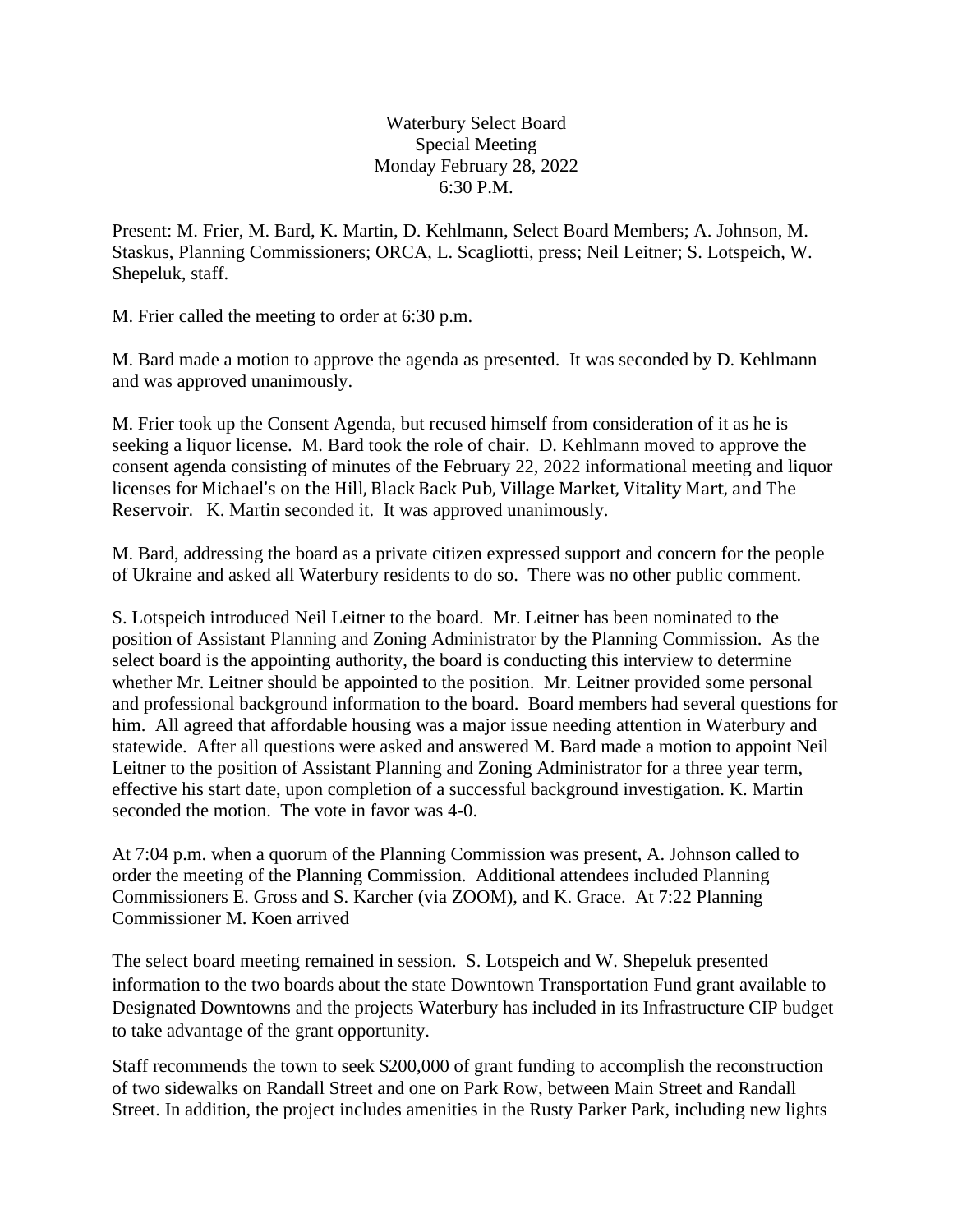Waterbury Select Board
Special Meeting
Monday February 28, 2022
6:30 P.M.

Present: M. Frier, M. Bard, K. Martin, D. Kehlmann, Select Board Members; A. Johnson, M. Staskus, Planning Commissioners; ORCA, L. Scagliotti, press; Neil Leitner; S. Lotspeich, W. Shepeluk, staff.

M. Frier called the meeting to order at 6:30 p.m.

M. Bard made a motion to approve the agenda as presented. It was seconded by D. Kehlmann and was approved unanimously.

M. Frier took up the Consent Agenda, but recused himself from consideration of it as he is seeking a liquor license. M. Bard took the role of chair. D. Kehlmann moved to approve the consent agenda consisting of minutes of the February 22, 2022 informational meeting and liquor licenses for Michael's on the Hill, Black Back Pub, Village Market, Vitality Mart, and The Reservoir. K. Martin seconded it. It was approved unanimously.

M. Bard, addressing the board as a private citizen expressed support and concern for the people of Ukraine and asked all Waterbury residents to do so. There was no other public comment.

S. Lotspeich introduced Neil Leitner to the board. Mr. Leitner has been nominated to the position of Assistant Planning and Zoning Administrator by the Planning Commission. As the select board is the appointing authority, the board is conducting this interview to determine whether Mr. Leitner should be appointed to the position. Mr. Leitner provided some personal and professional background information to the board. Board members had several questions for him. All agreed that affordable housing was a major issue needing attention in Waterbury and statewide. After all questions were asked and answered M. Bard made a motion to appoint Neil Leitner to the position of Assistant Planning and Zoning Administrator for a three year term, effective his start date, upon completion of a successful background investigation. K. Martin seconded the motion. The vote in favor was 4-0.

At 7:04 p.m. when a quorum of the Planning Commission was present, A. Johnson called to order the meeting of the Planning Commission. Additional attendees included Planning Commissioners E. Gross and S. Karcher (via ZOOM), and K. Grace. At 7:22 Planning Commissioner M. Koen arrived

The select board meeting remained in session. S. Lotspeich and W. Shepeluk presented information to the two boards about the state Downtown Transportation Fund grant available to Designated Downtowns and the projects Waterbury has included in its Infrastructure CIP budget to take advantage of the grant opportunity.

Staff recommends the town to seek $200,000 of grant funding to accomplish the reconstruction of two sidewalks on Randall Street and one on Park Row, between Main Street and Randall Street. In addition, the project includes amenities in the Rusty Parker Park, including new lights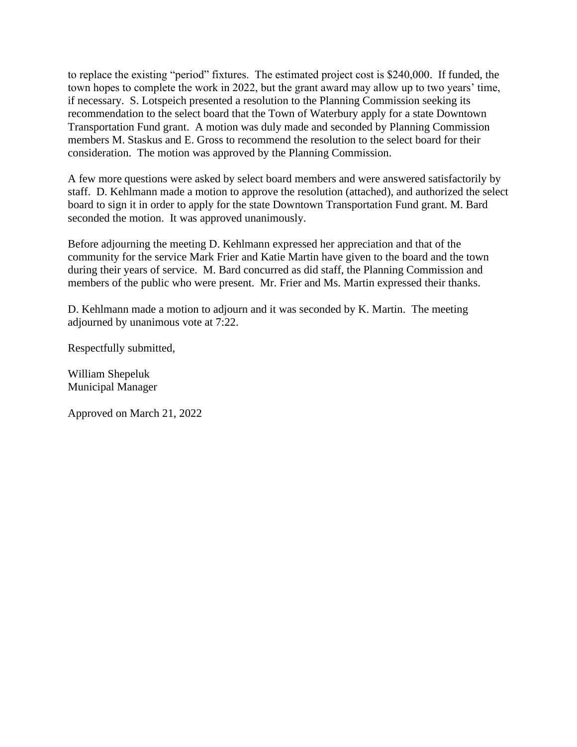to replace the existing "period" fixtures. The estimated project cost is $240,000. If funded, the town hopes to complete the work in 2022, but the grant award may allow up to two years' time, if necessary. S. Lotspeich presented a resolution to the Planning Commission seeking its recommendation to the select board that the Town of Waterbury apply for a state Downtown Transportation Fund grant. A motion was duly made and seconded by Planning Commission members M. Staskus and E. Gross to recommend the resolution to the select board for their consideration. The motion was approved by the Planning Commission.

A few more questions were asked by select board members and were answered satisfactorily by staff. D. Kehlmann made a motion to approve the resolution (attached), and authorized the select board to sign it in order to apply for the state Downtown Transportation Fund grant. M. Bard seconded the motion. It was approved unanimously.

Before adjourning the meeting D. Kehlmann expressed her appreciation and that of the community for the service Mark Frier and Katie Martin have given to the board and the town during their years of service. M. Bard concurred as did staff, the Planning Commission and members of the public who were present. Mr. Frier and Ms. Martin expressed their thanks.

D. Kehlmann made a motion to adjourn and it was seconded by K. Martin. The meeting adjourned by unanimous vote at 7:22.

Respectfully submitted,

William Shepeluk
Municipal Manager

Approved on March 21, 2022